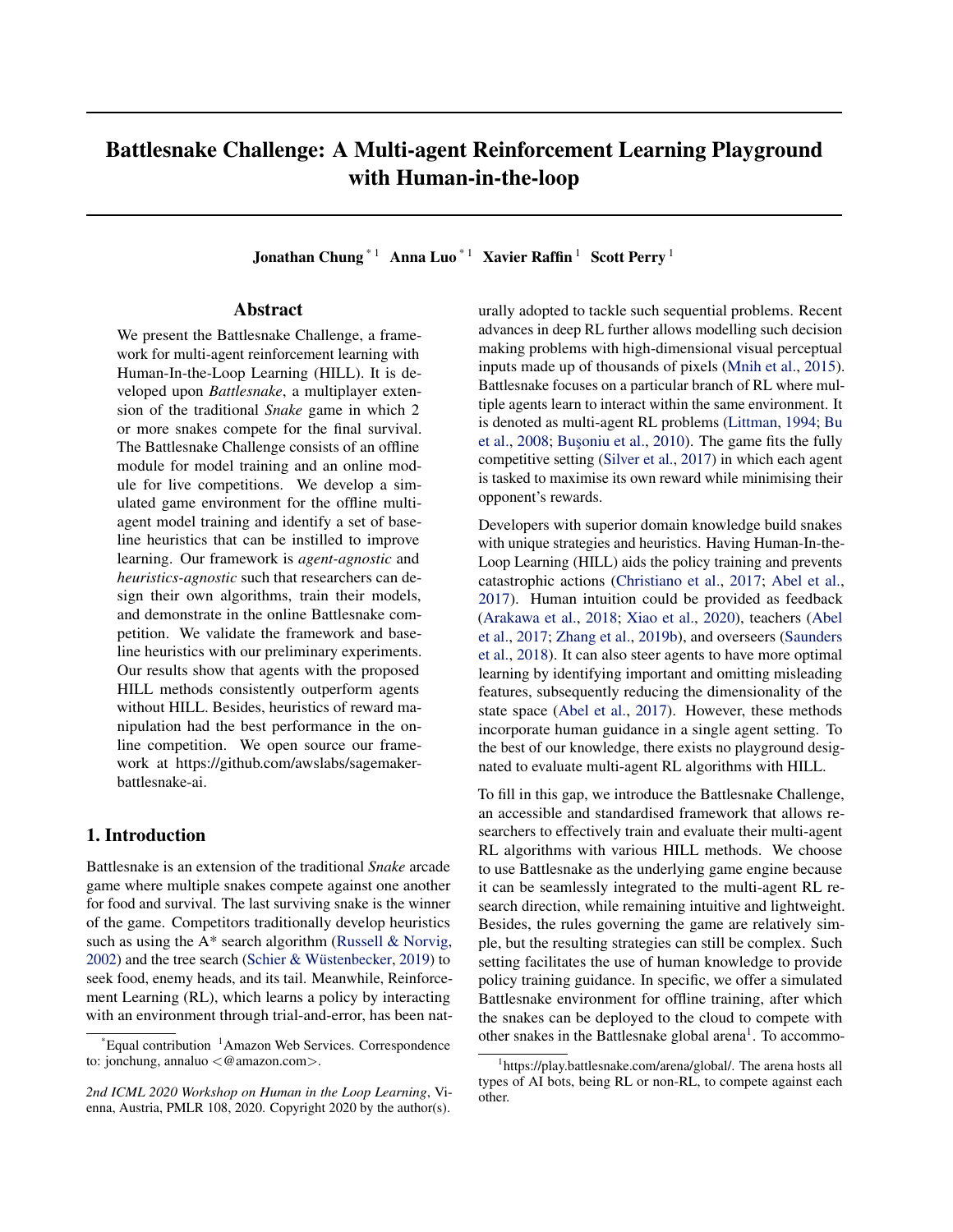# Battlesnake Challenge: A Multi-agent Reinforcement Learning Playground with Human-in-the-loop

**Jonathan Chung** [*1] **Anna Luo** [*1] **Xavier Raffin** [1] **Scott Perry** [1]

## Abstract

We present the Battlesnake Challenge, a framework for multi-agent reinforcement learning with Human-In-the-Loop Learning (HILL). It is developed upon *Battlesnake*, a multiplayer extension of the traditional *Snake* game in which 2 or more snakes compete for the final survival. The Battlesnake Challenge consists of an offline module for model training and an online module for live competitions. We develop a simulated game environment for the offline multi-agent model training and identify a set of baseline heuristics that can be instilled to improve learning. Our framework is *agent-agnostic* and *heuristics-agnostic* such that researchers can design their own algorithms, train their models, and demonstrate in the online Battlesnake competition. We validate the framework and baseline heuristics with our preliminary experiments. Our results show that agents with the proposed HILL methods consistently outperform agents without HILL. Besides, heuristics of reward manipulation had the best performance in the online competition. We open source our framework at https://github.com/awslabs/sagemaker-battlesnake-ai.

## 1. Introduction

Battlesnake is an extension of the traditional *Snake* arcade game where multiple snakes compete against one another for food and survival. The last surviving snake is the winner of the game. Competitors traditionally develop heuristics such as using the A* search algorithm (Russell & Norvig, 2002) and the tree search (Schier & Wüstenbecker, 2019) to seek food, enemy heads, and its tail. Meanwhile, Reinforcement Learning (RL), which learns a policy by interacting with an environment through trial-and-error, has been naturally adopted to tackle such sequential problems. Recent advances in deep RL further allows modelling such decision making problems with high-dimensional visual perceptual inputs made up of thousands of pixels (Mnih et al., 2015). Battlesnake focuses on a particular branch of RL where multiple agents learn to interact within the same environment. It is denoted as multi-agent RL problems (Littman, 1994; Bu et al., 2008; Buşoniu et al., 2010). The game fits the fully competitive setting (Silver et al., 2017) in which each agent is tasked to maximise its own reward while minimising their opponent's rewards.

Developers with superior domain knowledge build snakes with unique strategies and heuristics. Having Human-In-the-Loop Learning (HILL) aids the policy training and prevents catastrophic actions (Christiano et al., 2017; Abel et al., 2017). Human intuition could be provided as feedback (Arakawa et al., 2018; Xiao et al., 2020), teachers (Abel et al., 2017; Zhang et al., 2019b), and overseers (Saunders et al., 2018). It can also steer agents to have more optimal learning by identifying important and omitting misleading features, subsequently reducing the dimensionality of the state space (Abel et al., 2017). However, these methods incorporate human guidance in a single agent setting. To the best of our knowledge, there exists no playground designated to evaluate multi-agent RL algorithms with HILL.

To fill in this gap, we introduce the Battlesnake Challenge, an accessible and standardised framework that allows researchers to effectively train and evaluate their multi-agent RL algorithms with various HILL methods. We choose to use Battlesnake as the underlying game engine because it can be seamlessly integrated to the multi-agent RL research direction, while remaining intuitive and lightweight. Besides, the rules governing the game are relatively simple, but the resulting strategies can still be complex. Such setting facilitates the use of human knowledge to provide policy training guidance. In specific, we offer a simulated Battlesnake environment for offline training, after which the snakes can be deployed to the cloud to compete with other snakes in the Battlesnake global arena[1]. To accommo-

[*] Equal contribution [1] Amazon Web Services. Correspondence to: jonchung, annaluo <@amazon.com>.

*2nd ICML 2020 Workshop on Human in the Loop Learning*, Vienna, Austria, PMLR 108, 2020. Copyright 2020 by the author(s).

[1] https://play.battlesnake.com/arena/global/. The arena hosts all types of AI bots, being RL or non-RL, to compete against each other.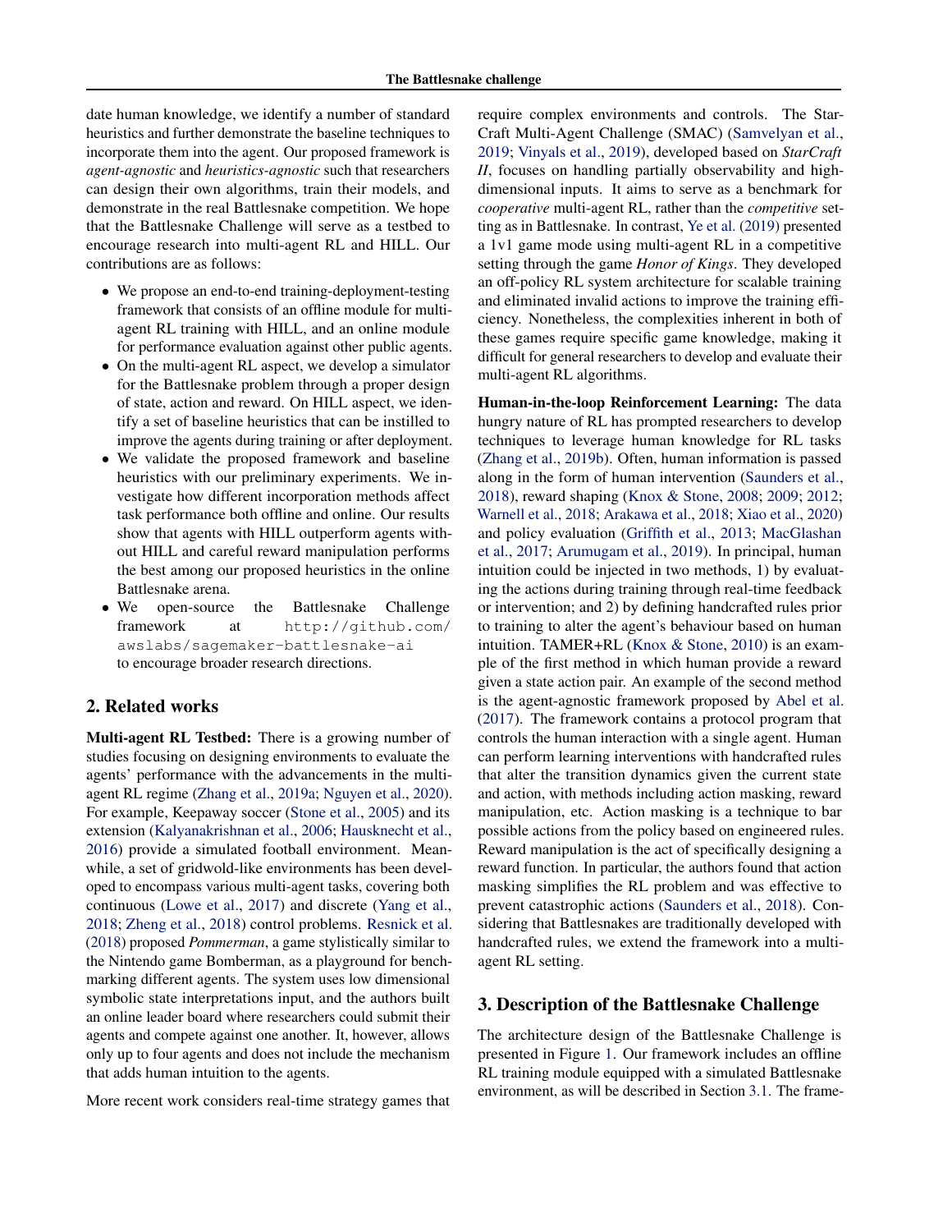date human knowledge, we identify a number of standard heuristics and further demonstrate the baseline techniques to incorporate them into the agent. Our proposed framework is *agent-agnostic* and *heuristics-agnostic* such that researchers can design their own algorithms, train their models, and demonstrate in the real Battlesnake competition. We hope that the Battlesnake Challenge will serve as a testbed to encourage research into multi-agent RL and HILL. Our contributions are as follows:

- We propose an end-to-end training-deployment-testing framework that consists of an offline module for multi-agent RL training with HILL, and an online module for performance evaluation against other public agents.
- On the multi-agent RL aspect, we develop a simulator for the Battlesnake problem through a proper design of state, action and reward. On HILL aspect, we identify a set of baseline heuristics that can be instilled to improve the agents during training or after deployment.
- We validate the proposed framework and baseline heuristics with our preliminary experiments. We investigate how different incorporation methods affect task performance both offline and online. Our results show that agents with HILL outperform agents without HILL and careful reward manipulation performs the best among our proposed heuristics in the online Battlesnake arena.
- We open-source the Battlesnake Challenge framework at `http://github.com/awslabs/sagemaker-battlesnake-ai` to encourage broader research directions.

## 2. Related works

**Multi-agent RL Testbed:** There is a growing number of studies focusing on designing environments to evaluate the agents' performance with the advancements in the multi-agent RL regime (Zhang et al., 2019a; Nguyen et al., 2020). For example, Keepaway soccer (Stone et al., 2005) and its extension (Kalyanakrishnan et al., 2006; Hausknecht et al., 2016) provide a simulated football environment. Meanwhile, a set of gridwold-like environments has been developed to encompass various multi-agent tasks, covering both continuous (Lowe et al., 2017) and discrete (Yang et al., 2018; Zheng et al., 2018) control problems. Resnick et al. (2018) proposed *Pommerman*, a game stylistically similar to the Nintendo game Bomberman, as a playground for benchmarking different agents. The system uses low dimensional symbolic state interpretations input, and the authors built an online leader board where researchers could submit their agents and compete against one another. It, however, allows only up to four agents and does not include the mechanism that adds human intuition to the agents.

More recent work considers real-time strategy games that require complex environments and controls. The StarCraft Multi-Agent Challenge (SMAC) (Samvelyan et al., 2019; Vinyals et al., 2019), developed based on *StarCraft II*, focuses on handling partially observability and high-dimensional inputs. It aims to serve as a benchmark for *cooperative* multi-agent RL, rather than the *competitive* setting as in Battlesnake. In contrast, Ye et al. (2019) presented a 1v1 game mode using multi-agent RL in a competitive setting through the game *Honor of Kings*. They developed an off-policy RL system architecture for scalable training and eliminated invalid actions to improve the training efficiency. Nonetheless, the complexities inherent in both of these games require specific game knowledge, making it difficult for general researchers to develop and evaluate their multi-agent RL algorithms.

**Human-in-the-loop Reinforcement Learning:** The data hungry nature of RL has prompted researchers to develop techniques to leverage human knowledge for RL tasks (Zhang et al., 2019b). Often, human information is passed along in the form of human intervention (Saunders et al., 2018), reward shaping (Knox & Stone, 2008; 2009; 2012; Warnell et al., 2018; Arakawa et al., 2018; Xiao et al., 2020) and policy evaluation (Griffith et al., 2013; MacGlashan et al., 2017; Arumugam et al., 2019). In principal, human intuition could be injected in two methods, 1) by evaluating the actions during training through real-time feedback or intervention; and 2) by defining handcrafted rules prior to training to alter the agent's behaviour based on human intuition. TAMER+RL (Knox & Stone, 2010) is an example of the first method in which human provide a reward given a state action pair. An example of the second method is the agent-agnostic framework proposed by Abel et al. (2017). The framework contains a protocol program that controls the human interaction with a single agent. Human can perform learning interventions with handcrafted rules that alter the transition dynamics given the current state and action, with methods including action masking, reward manipulation, etc. Action masking is a technique to bar possible actions from the policy based on engineered rules. Reward manipulation is the act of specifically designing a reward function. In particular, the authors found that action masking simplifies the RL problem and was effective to prevent catastrophic actions (Saunders et al., 2018). Considering that Battlesnakes are traditionally developed with handcrafted rules, we extend the framework into a multi-agent RL setting.

## 3. Description of the Battlesnake Challenge

The architecture design of the Battlesnake Challenge is presented in Figure 1. Our framework includes an offline RL training module equipped with a simulated Battlesnake environment, as will be described in Section 3.1. The frame-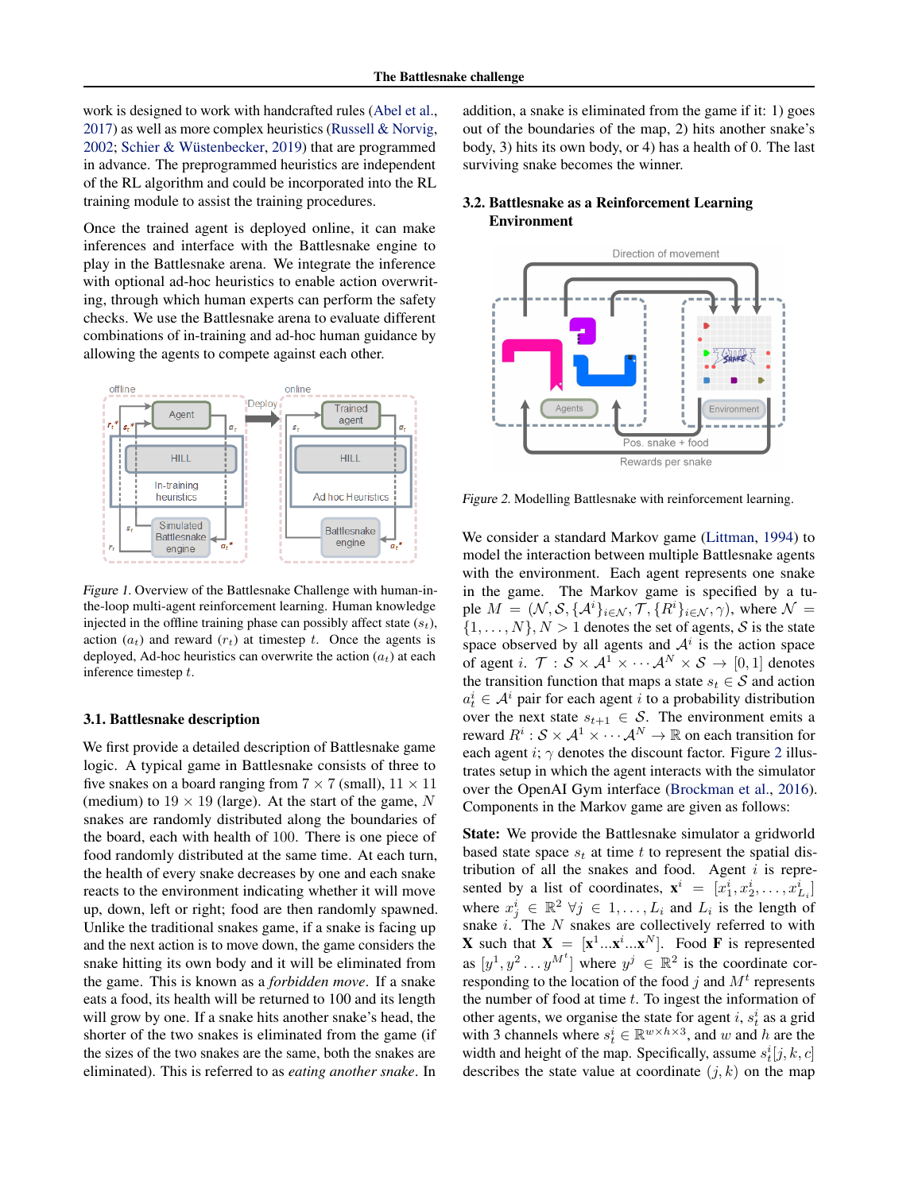work is designed to work with handcrafted rules (Abel et al., 2017) as well as more complex heuristics (Russell & Norvig, 2002; Schier & Wüstenbecker, 2019) that are programmed in advance. The preprogrammed heuristics are independent of the RL algorithm and could be incorporated into the RL training module to assist the training procedures.

Once the trained agent is deployed online, it can make inferences and interface with the Battlesnake engine to play in the Battlesnake arena. We integrate the inference with optional ad-hoc heuristics to enable action overwriting, through which human experts can perform the safety checks. We use the Battlesnake arena to evaluate different combinations of in-training and ad-hoc human guidance by allowing the agents to compete against each other.

*Figure 1.* Overview of the Battlesnake Challenge with human-in-the-loop multi-agent reinforcement learning. Human knowledge injected in the offline training phase can possibly affect state ($s_t$), action ($a_t$) and reward ($r_t$) at timestep $t$. Once the agents is deployed, Ad-hoc heuristics can overwrite the action ($a_t$) at each inference timestep $t$.

### 3.1. Battlesnake description

We first provide a detailed description of Battlesnake game logic. A typical game in Battlesnake consists of three to five snakes on a board ranging from $7 \times 7$ (small), $11 \times 11$ (medium) to $19 \times 19$ (large). At the start of the game, $N$ snakes are randomly distributed along the boundaries of the board, each with health of 100. There is one piece of food randomly distributed at the same time. At each turn, the health of every snake decreases by one and each snake reacts to the environment indicating whether it will move up, down, left or right; food are then randomly spawned. Unlike the traditional snakes game, if a snake is facing up and the next action is to move down, the game considers the snake hitting its own body and it will be eliminated from the game. This is known as a *forbidden move*. If a snake eats a food, its health will be returned to 100 and its length will grow by one. If a snake hits another snake's head, the shorter of the two snakes is eliminated from the game (if the sizes of the two snakes are the same, both the snakes are eliminated). This is referred to as *eating another snake*. In addition, a snake is eliminated from the game if it: 1) goes out of the boundaries of the map, 2) hits another snake's body, 3) hits its own body, or 4) has a health of 0. The last surviving snake becomes the winner.

### 3.2. Battlesnake as a Reinforcement Learning Environment

*Figure 2.* Modelling Battlesnake with reinforcement learning.

We consider a standard Markov game (Littman, 1994) to model the interaction between multiple Battlesnake agents with the environment. Each agent represents one snake in the game. The Markov game is specified by a tuple $M = (\mathcal{N}, \mathcal{S}, \{\mathcal{A}^i\}_{i \in \mathcal{N}}, \mathcal{T}, \{R^i\}_{i \in \mathcal{N}}, \gamma)$, where $\mathcal{N} = \{1, \dots, N\}, N > 1$ denotes the set of agents, $\mathcal{S}$ is the state space observed by all agents and $\mathcal{A}^i$ is the action space of agent $i$. $\mathcal{T} : \mathcal{S} \times \mathcal{A}^1 \times \cdots \mathcal{A}^N \times \mathcal{S} \to [0, 1]$ denotes the transition function that maps a state $s_t \in \mathcal{S}$ and action $a^i_t \in \mathcal{A}^i$ pair for each agent $i$ to a probability distribution over the next state $s_{t+1} \in \mathcal{S}$. The environment emits a reward $R^i : \mathcal{S} \times \mathcal{A}^1 \times \cdots \mathcal{A}^N \to \mathbb{R}$ on each transition for each agent $i$; $\gamma$ denotes the discount factor. Figure 2 illustrates setup in which the agent interacts with the simulator over the OpenAI Gym interface (Brockman et al., 2016). Components in the Markov game are given as follows:

**State:** We provide the Battlesnake simulator a gridworld based state space $s_t$ at time $t$ to represent the spatial distribution of all the snakes and food. Agent $i$ is represented by a list of coordinates, $\mathbf{x}^i = [x^i_1, x^i_2, \dots, x^i_{L_i}]$ where $x^i_j \in \mathbb{R}^2 \; \forall j \in 1, \dots, L_i$ and $L_i$ is the length of snake $i$. The $N$ snakes are collectively referred to with $\mathbf{X}$ such that $\mathbf{X} = [\mathbf{x}^1 ... \mathbf{x}^i ... \mathbf{x}^N]$. Food $\mathbf{F}$ is represented as $[y^1, y^2 \dots y^{M^t}]$ where $y^j \in \mathbb{R}^2$ is the coordinate corresponding to the location of the food $j$ and $M^t$ represents the number of food at time $t$. To ingest the information of other agents, we organise the state for agent $i$, $s^i_t$ as a grid with 3 channels where $s^i_t \in \mathbb{R}^{w \times h \times 3}$, and $w$ and $h$ are the width and height of the map. Specifically, assume $s^i_t[j, k, c]$ describes the state value at coordinate $(j, k)$ on the map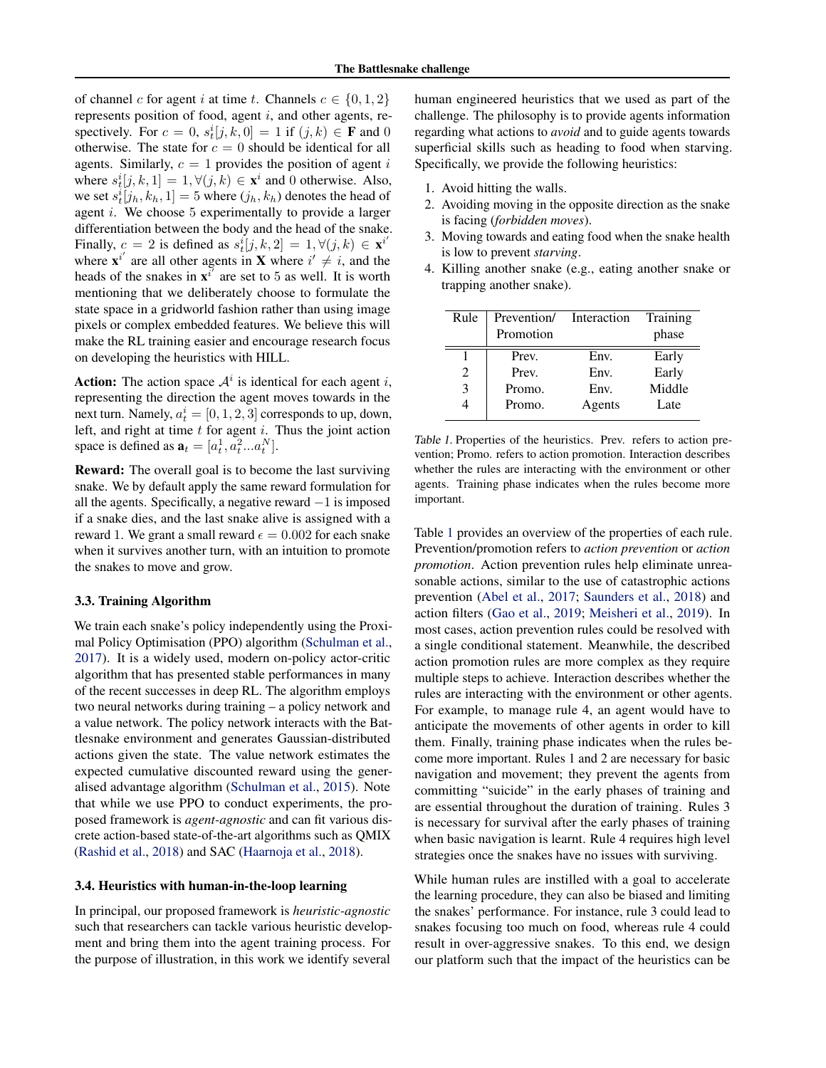of channel $c$ for agent $i$ at time $t$. Channels $c \in \{0, 1, 2\}$ represents position of food, agent $i$, and other agents, respectively. For $c = 0$, $s_t^i[j, k, 0] = 1$ if $(j, k) \in \mathbf{F}$ and 0 otherwise. The state for $c = 0$ should be identical for all agents. Similarly, $c = 1$ provides the position of agent $i$ where $s_t^i[j, k, 1] = 1, \forall (j, k) \in \mathbf{x}^i$ and 0 otherwise. Also, we set $s_t^i[j_h, k_h, 1] = 5$ where $(j_h, k_h)$ denotes the head of agent $i$. We choose 5 experimentally to provide a larger differentiation between the body and the head of the snake. Finally, $c = 2$ is defined as $s_t^i[j, k, 2] = 1, \forall (j, k) \in \mathbf{x}^{i'}$ where $\mathbf{x}^{i'}$ are all other agents in $\mathbf{X}$ where $i' \neq i$, and the heads of the snakes in $\mathbf{x}^{i'}$ are set to 5 as well. It is worth mentioning that we deliberately choose to formulate the state space in a gridworld fashion rather than using image pixels or complex embedded features. We believe this will make the RL training easier and encourage research focus on developing the heuristics with HILL.

**Action:** The action space $\mathcal{A}^i$ is identical for each agent $i$, representing the direction the agent moves towards in the next turn. Namely, $a_t^i = [0, 1, 2, 3]$ corresponds to up, down, left, and right at time $t$ for agent $i$. Thus the joint action space is defined as $\mathbf{a}_t = [a_t^1, a_t^2 ... a_t^N]$.

**Reward:** The overall goal is to become the last surviving snake. We by default apply the same reward formulation for all the agents. Specifically, a negative reward $-1$ is imposed if a snake dies, and the last snake alive is assigned with a reward 1. We grant a small reward $\epsilon = 0.002$ for each snake when it survives another turn, with an intuition to promote the snakes to move and grow.

### 3.3. Training Algorithm

We train each snake's policy independently using the Proximal Policy Optimisation (PPO) algorithm (Schulman et al., 2017). It is a widely used, modern on-policy actor-critic algorithm that has presented stable performances in many of the recent successes in deep RL. The algorithm employs two neural networks during training – a policy network and a value network. The policy network interacts with the Battlesnake environment and generates Gaussian-distributed actions given the state. The value network estimates the expected cumulative discounted reward using the generalised advantage algorithm (Schulman et al., 2015). Note that while we use PPO to conduct experiments, the proposed framework is *agent-agnostic* and can fit various discrete action-based state-of-the-art algorithms such as QMIX (Rashid et al., 2018) and SAC (Haarnoja et al., 2018).

### 3.4. Heuristics with human-in-the-loop learning

In principal, our proposed framework is *heuristic-agnostic* such that researchers can tackle various heuristic development and bring them into the agent training process. For the purpose of illustration, in this work we identify several human engineered heuristics that we used as part of the challenge. The philosophy is to provide agents information regarding what actions to *avoid* and to guide agents towards superficial skills such as heading to food when starving. Specifically, we provide the following heuristics:

1. Avoid hitting the walls.
2. Avoiding moving in the opposite direction as the snake is facing (*forbidden moves*).
3. Moving towards and eating food when the snake health is low to prevent *starving*.
4. Killing another snake (e.g., eating another snake or trapping another snake).

| Rule | Prevention/ Promotion | Interaction | Training phase |
|---|---|---|---|
| 1 | Prev. | Env. | Early |
| 2 | Prev. | Env. | Early |
| 3 | Promo. | Env. | Middle |
| 4 | Promo. | Agents | Late |

*Table 1.* Properties of the heuristics. Prev. refers to action prevention; Promo. refers to action promotion. Interaction describes whether the rules are interacting with the environment or other agents. Training phase indicates when the rules become more important.

Table 1 provides an overview of the properties of each rule. Prevention/promotion refers to *action prevention* or *action promotion*. Action prevention rules help eliminate unreasonable actions, similar to the use of catastrophic actions prevention (Abel et al., 2017; Saunders et al., 2018) and action filters (Gao et al., 2019; Meisheri et al., 2019). In most cases, action prevention rules could be resolved with a single conditional statement. Meanwhile, the described action promotion rules are more complex as they require multiple steps to achieve. Interaction describes whether the rules are interacting with the environment or other agents. For example, to manage rule 4, an agent would have to anticipate the movements of other agents in order to kill them. Finally, training phase indicates when the rules become more important. Rules 1 and 2 are necessary for basic navigation and movement; they prevent the agents from committing "suicide" in the early phases of training and are essential throughout the duration of training. Rules 3 is necessary for survival after the early phases of training when basic navigation is learnt. Rule 4 requires high level strategies once the snakes have no issues with surviving.

While human rules are instilled with a goal to accelerate the learning procedure, they can also be biased and limiting the snakes' performance. For instance, rule 3 could lead to snakes focusing too much on food, whereas rule 4 could result in over-aggressive snakes. To this end, we design our platform such that the impact of the heuristics can be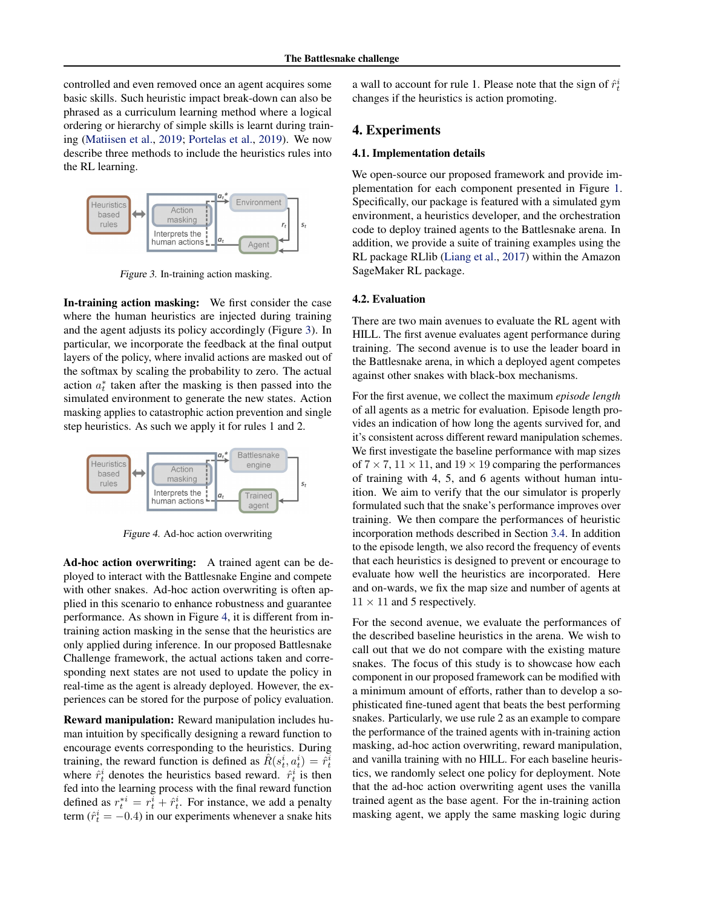controlled and even removed once an agent acquires some basic skills. Such heuristic impact break-down can also be phrased as a curriculum learning method where a logical ordering or hierarchy of simple skills is learnt during training (Matiisen et al., 2019; Portelas et al., 2019). We now describe three methods to include the heuristics rules into the RL learning.

Figure 3. In-training action masking.

**In-training action masking:** We first consider the case where the human heuristics are injected during training and the agent adjusts its policy accordingly (Figure 3). In particular, we incorporate the feedback at the final output layers of the policy, where invalid actions are masked out of the softmax by scaling the probability to zero. The actual action $a_t^*$ taken after the masking is then passed into the simulated environment to generate the new states. Action masking applies to catastrophic action prevention and single step heuristics. As such we apply it for rules 1 and 2.

Figure 4. Ad-hoc action overwriting

**Ad-hoc action overwriting:** A trained agent can be deployed to interact with the Battlesnake Engine and compete with other snakes. Ad-hoc action overwriting is often applied in this scenario to enhance robustness and guarantee performance. As shown in Figure 4, it is different from in-training action masking in the sense that the heuristics are only applied during inference. In our proposed Battlesnake Challenge framework, the actual actions taken and corresponding next states are not used to update the policy in real-time as the agent is already deployed. However, the experiences can be stored for the purpose of policy evaluation.

**Reward manipulation:** Reward manipulation includes human intuition by specifically designing a reward function to encourage events corresponding to the heuristics. During training, the reward function is defined as $\hat{R}(s_t^i, a_t^i) = \hat{r}_t^i$ where $\hat{r}_t^i$ denotes the heuristics based reward. $\hat{r}_t^i$ is then fed into the learning process with the final reward function defined as $r_t^{*i} = r_t^i + \hat{r}_t^i$. For instance, we add a penalty term ($\hat{r}_t^i = -0.4$) in our experiments whenever a snake hits a wall to account for rule 1. Please note that the sign of $\hat{r}_t^i$ changes if the heuristics is action promoting.

## 4. Experiments

### 4.1. Implementation details

We open-source our proposed framework and provide implementation for each component presented in Figure 1. Specifically, our package is featured with a simulated gym environment, a heuristics developer, and the orchestration code to deploy trained agents to the Battlesnake arena. In addition, we provide a suite of training examples using the RL package RLlib (Liang et al., 2017) within the Amazon SageMaker RL package.

### 4.2. Evaluation

There are two main avenues to evaluate the RL agent with HILL. The first avenue evaluates agent performance during training. The second avenue is to use the leader board in the Battlesnake arena, in which a deployed agent competes against other snakes with black-box mechanisms.

For the first avenue, we collect the maximum *episode length* of all agents as a metric for evaluation. Episode length provides an indication of how long the agents survived for, and it's consistent across different reward manipulation schemes. We first investigate the baseline performance with map sizes of $7 \times 7$, $11 \times 11$, and $19 \times 19$ comparing the performances of training with 4, 5, and 6 agents without human intuition. We aim to verify that the our simulator is properly formulated such that the snake's performance improves over training. We then compare the performances of heuristic incorporation methods described in Section 3.4. In addition to the episode length, we also record the frequency of events that each heuristics is designed to prevent or encourage to evaluate how well the heuristics are incorporated. Here and on-wards, we fix the map size and number of agents at $11 \times 11$ and 5 respectively.

For the second avenue, we evaluate the performances of the described baseline heuristics in the arena. We wish to call out that we do not compare with the existing mature snakes. The focus of this study is to showcase how each component in our proposed framework can be modified with a minimum amount of efforts, rather than to develop a sophisticated fine-tuned agent that beats the best performing snakes. Particularly, we use rule 2 as an example to compare the performance of the trained agents with in-training action masking, ad-hoc action overwriting, reward manipulation, and vanilla training with no HILL. For each baseline heuristics, we randomly select one policy for deployment. Note that the ad-hoc action overwriting agent uses the vanilla trained agent as the base agent. For the in-training action masking agent, we apply the same masking logic during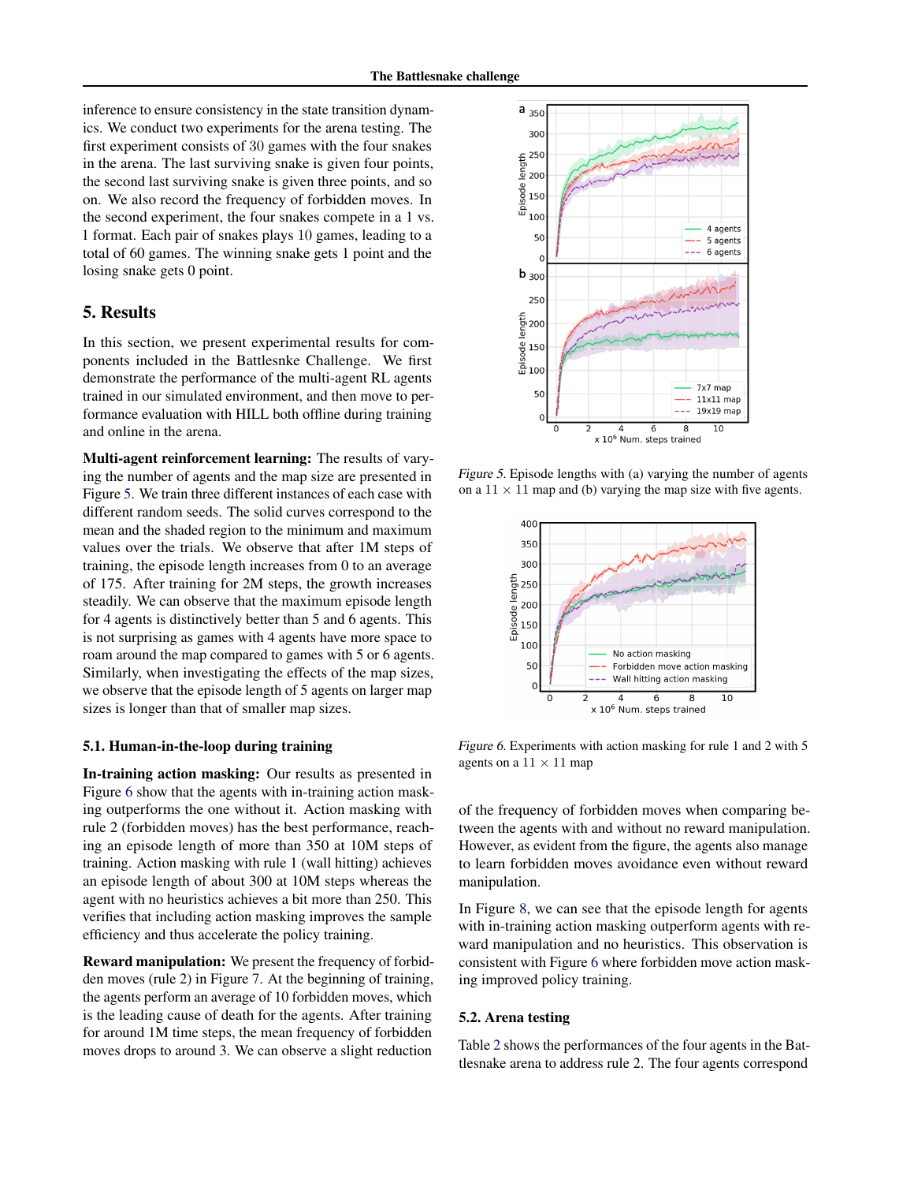inference to ensure consistency in the state transition dynamics. We conduct two experiments for the arena testing. The first experiment consists of 30 games with the four snakes in the arena. The last surviving snake is given four points, the second last surviving snake is given three points, and so on. We also record the frequency of forbidden moves. In the second experiment, the four snakes compete in a 1 vs. 1 format. Each pair of snakes plays 10 games, leading to a total of 60 games. The winning snake gets 1 point and the losing snake gets 0 point.

## 5. Results

In this section, we present experimental results for components included in the Battlesnke Challenge. We first demonstrate the performance of the multi-agent RL agents trained in our simulated environment, and then move to performance evaluation with HILL both offline during training and online in the arena.

**Multi-agent reinforcement learning:** The results of varying the number of agents and the map size are presented in Figure 5. We train three different instances of each case with different random seeds. The solid curves correspond to the mean and the shaded region to the minimum and maximum values over the trials. We observe that after 1M steps of training, the episode length increases from 0 to an average of 175. After training for 2M steps, the growth increases steadily. We can observe that the maximum episode length for 4 agents is distinctively better than 5 and 6 agents. This is not surprising as games with 4 agents have more space to roam around the map compared to games with 5 or 6 agents. Similarly, when investigating the effects of the map sizes, we observe that the episode length of 5 agents on larger map sizes is longer than that of smaller map sizes.

*Figure 5.* Episode lengths with (a) varying the number of agents on a $11 \times 11$ map and (b) varying the map size with five agents.

*Figure 6.* Experiments with action masking for rule 1 and 2 with 5 agents on a $11 \times 11$ map

### 5.1. Human-in-the-loop during training

**In-training action masking:** Our results as presented in Figure 6 show that the agents with in-training action masking outperforms the one without it. Action masking with rule 2 (forbidden moves) has the best performance, reaching an episode length of more than 350 at 10M steps of training. Action masking with rule 1 (wall hitting) achieves an episode length of about 300 at 10M steps whereas the agent with no heuristics achieves a bit more than 250. This verifies that including action masking improves the sample efficiency and thus accelerate the policy training.

**Reward manipulation:** We present the frequency of forbidden moves (rule 2) in Figure 7. At the beginning of training, the agents perform an average of 10 forbidden moves, which is the leading cause of death for the agents. After training for around 1M time steps, the mean frequency of forbidden moves drops to around 3. We can observe a slight reduction of the frequency of forbidden moves when comparing between the agents with and without no reward manipulation. However, as evident from the figure, the agents also manage to learn forbidden moves avoidance even without reward manipulation.

In Figure 8, we can see that the episode length for agents with in-training action masking outperform agents with reward manipulation and no heuristics. This observation is consistent with Figure 6 where forbidden move action masking improved policy training.

### 5.2. Arena testing

Table 2 shows the performances of the four agents in the Battlesnake arena to address rule 2. The four agents correspond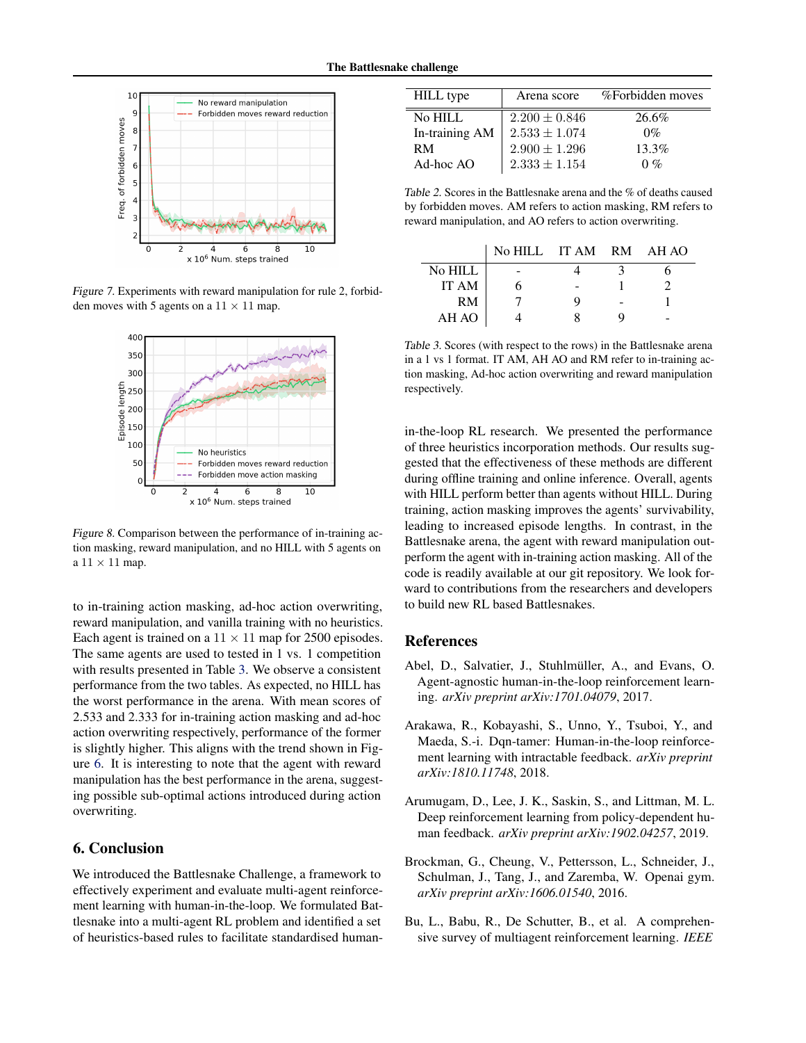Figure 7. Experiments with reward manipulation for rule 2, forbidden moves with 5 agents on a $11 \times 11$ map.

Figure 8. Comparison between the performance of in-training action masking, reward manipulation, and no HILL with 5 agents on a $11 \times 11$ map.

to in-training action masking, ad-hoc action overwriting, reward manipulation, and vanilla training with no heuristics. Each agent is trained on a $11 \times 11$ map for 2500 episodes. The same agents are used to tested in 1 vs. 1 competition with results presented in Table 3. We observe a consistent performance from the two tables. As expected, no HILL has the worst performance in the arena. With mean scores of 2.533 and 2.333 for in-training action masking and ad-hoc action overwriting respectively, performance of the former is slightly higher. This aligns with the trend shown in Figure 6. It is interesting to note that the agent with reward manipulation has the best performance in the arena, suggesting possible sub-optimal actions introduced during action overwriting.

| HILL type | Arena score | %Forbidden moves |
|---|---|---|
| No HILL | $2.200 \pm 0.846$ | 26.6% |
| In-training AM | $2.533 \pm 1.074$ | 0% |
| RM | $2.900 \pm 1.296$ | 13.3% |
| Ad-hoc AO | $2.333 \pm 1.154$ | 0 % |

Table 2. Scores in the Battlesnake arena and the % of deaths caused by forbidden moves. AM refers to action masking, RM refers to reward manipulation, and AO refers to action overwriting.

| | No HILL | IT AM | RM | AH AO |
|---|---|---|---|---|
| No HILL | - | 4 | 3 | 6 |
| IT AM | 6 | - | 1 | 2 |
| RM | 7 | 9 | - | 1 |
| AH AO | 4 | 8 | 9 | - |

Table 3. Scores (with respect to the rows) in the Battlesnake arena in a 1 vs 1 format. IT AM, AH AO and RM refer to in-training action masking, Ad-hoc action overwriting and reward manipulation respectively.

## 6. Conclusion

We introduced the Battlesnake Challenge, a framework to effectively experiment and evaluate multi-agent reinforcement learning with human-in-the-loop. We formulated Battlesnake into a multi-agent RL problem and identified a set of heuristics-based rules to facilitate standardised human-in-the-loop RL research. We presented the performance of three heuristics incorporation methods. Our results suggested that the effectiveness of these methods are different during offline training and online inference. Overall, agents with HILL perform better than agents without HILL. During training, action masking improves the agents' survivability, leading to increased episode lengths. In contrast, in the Battlesnake arena, the agent with reward manipulation outperform the agent with in-training action masking. All of the code is readily available at our git repository. We look forward to contributions from the researchers and developers to build new RL based Battlesnakes.

## References

Abel, D., Salvatier, J., Stuhlmüller, A., and Evans, O. Agent-agnostic human-in-the-loop reinforcement learning. *arXiv preprint arXiv:1701.04079*, 2017.

Arakawa, R., Kobayashi, S., Unno, Y., Tsuboi, Y., and Maeda, S.-i. Dqn-tamer: Human-in-the-loop reinforcement learning with intractable feedback. *arXiv preprint arXiv:1810.11748*, 2018.

Arumugam, D., Lee, J. K., Saskin, S., and Littman, M. L. Deep reinforcement learning from policy-dependent human feedback. *arXiv preprint arXiv:1902.04257*, 2019.

Brockman, G., Cheung, V., Pettersson, L., Schneider, J., Schulman, J., Tang, J., and Zaremba, W. Openai gym. *arXiv preprint arXiv:1606.01540*, 2016.

Bu, L., Babu, R., De Schutter, B., et al. A comprehensive survey of multiagent reinforcement learning. *IEEE*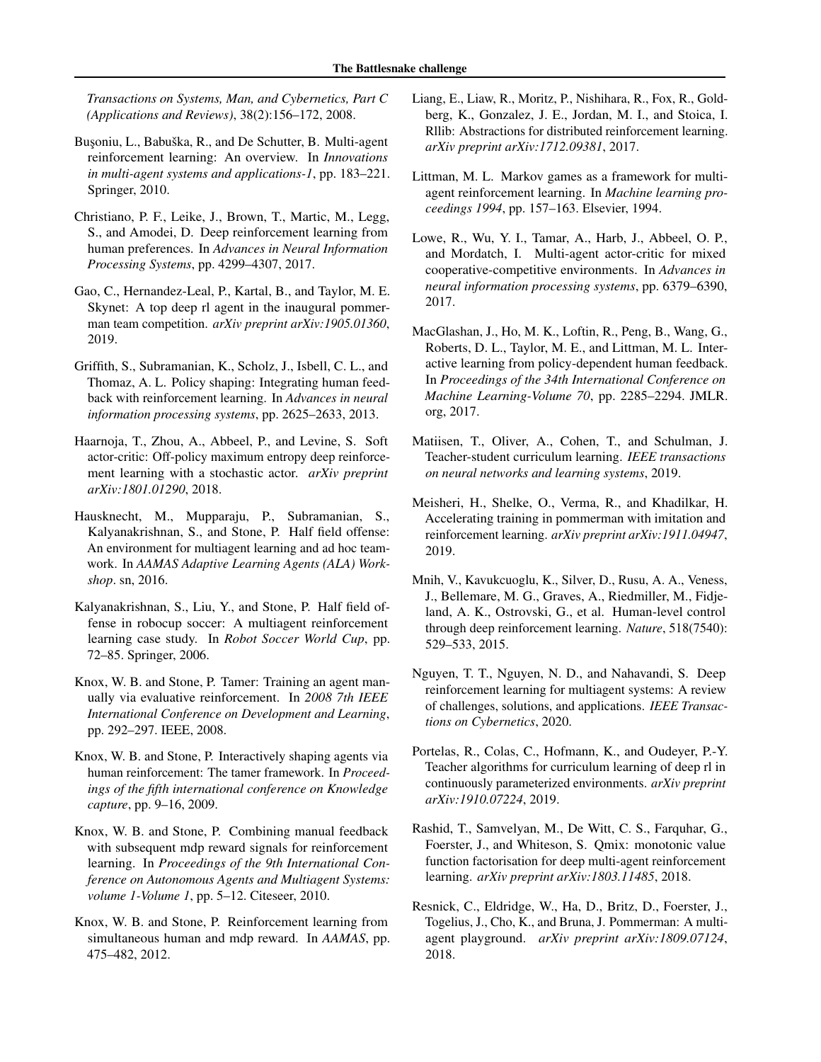*Transactions on Systems, Man, and Cybernetics, Part C (Applications and Reviews)*, 38(2):156–172, 2008.

Buşoniu, L., Babuška, R., and De Schutter, B. Multi-agent reinforcement learning: An overview. In *Innovations in multi-agent systems and applications-1*, pp. 183–221. Springer, 2010.

Christiano, P. F., Leike, J., Brown, T., Martic, M., Legg, S., and Amodei, D. Deep reinforcement learning from human preferences. In *Advances in Neural Information Processing Systems*, pp. 4299–4307, 2017.

Gao, C., Hernandez-Leal, P., Kartal, B., and Taylor, M. E. Skynet: A top deep rl agent in the inaugural pommerman team competition. *arXiv preprint arXiv:1905.01360*, 2019.

Griffith, S., Subramanian, K., Scholz, J., Isbell, C. L., and Thomaz, A. L. Policy shaping: Integrating human feedback with reinforcement learning. In *Advances in neural information processing systems*, pp. 2625–2633, 2013.

Haarnoja, T., Zhou, A., Abbeel, P., and Levine, S. Soft actor-critic: Off-policy maximum entropy deep reinforcement learning with a stochastic actor. *arXiv preprint arXiv:1801.01290*, 2018.

Hausknecht, M., Mupparaju, P., Subramanian, S., Kalyanakrishnan, S., and Stone, P. Half field offense: An environment for multiagent learning and ad hoc teamwork. In *AAMAS Adaptive Learning Agents (ALA) Workshop*. sn, 2016.

Kalyanakrishnan, S., Liu, Y., and Stone, P. Half field offense in robocup soccer: A multiagent reinforcement learning case study. In *Robot Soccer World Cup*, pp. 72–85. Springer, 2006.

Knox, W. B. and Stone, P. Tamer: Training an agent manually via evaluative reinforcement. In *2008 7th IEEE International Conference on Development and Learning*, pp. 292–297. IEEE, 2008.

Knox, W. B. and Stone, P. Interactively shaping agents via human reinforcement: The tamer framework. In *Proceedings of the fifth international conference on Knowledge capture*, pp. 9–16, 2009.

Knox, W. B. and Stone, P. Combining manual feedback with subsequent mdp reward signals for reinforcement learning. In *Proceedings of the 9th International Conference on Autonomous Agents and Multiagent Systems: volume 1-Volume 1*, pp. 5–12. Citeseer, 2010.

Knox, W. B. and Stone, P. Reinforcement learning from simultaneous human and mdp reward. In *AAMAS*, pp. 475–482, 2012.

Liang, E., Liaw, R., Moritz, P., Nishihara, R., Fox, R., Goldberg, K., Gonzalez, J. E., Jordan, M. I., and Stoica, I. Rllib: Abstractions for distributed reinforcement learning. *arXiv preprint arXiv:1712.09381*, 2017.

Littman, M. L. Markov games as a framework for multi-agent reinforcement learning. In *Machine learning proceedings 1994*, pp. 157–163. Elsevier, 1994.

Lowe, R., Wu, Y. I., Tamar, A., Harb, J., Abbeel, O. P., and Mordatch, I. Multi-agent actor-critic for mixed cooperative-competitive environments. In *Advances in neural information processing systems*, pp. 6379–6390, 2017.

MacGlashan, J., Ho, M. K., Loftin, R., Peng, B., Wang, G., Roberts, D. L., Taylor, M. E., and Littman, M. L. Interactive learning from policy-dependent human feedback. In *Proceedings of the 34th International Conference on Machine Learning-Volume 70*, pp. 2285–2294. JMLR. org, 2017.

Matiisen, T., Oliver, A., Cohen, T., and Schulman, J. Teacher-student curriculum learning. *IEEE transactions on neural networks and learning systems*, 2019.

Meisheri, H., Shelke, O., Verma, R., and Khadilkar, H. Accelerating training in pommerman with imitation and reinforcement learning. *arXiv preprint arXiv:1911.04947*, 2019.

Mnih, V., Kavukcuoglu, K., Silver, D., Rusu, A. A., Veness, J., Bellemare, M. G., Graves, A., Riedmiller, M., Fidjeland, A. K., Ostrovski, G., et al. Human-level control through deep reinforcement learning. *Nature*, 518(7540): 529–533, 2015.

Nguyen, T. T., Nguyen, N. D., and Nahavandi, S. Deep reinforcement learning for multiagent systems: A review of challenges, solutions, and applications. *IEEE Transactions on Cybernetics*, 2020.

Portelas, R., Colas, C., Hofmann, K., and Oudeyer, P.-Y. Teacher algorithms for curriculum learning of deep rl in continuously parameterized environments. *arXiv preprint arXiv:1910.07224*, 2019.

Rashid, T., Samvelyan, M., De Witt, C. S., Farquhar, G., Foerster, J., and Whiteson, S. Qmix: monotonic value function factorisation for deep multi-agent reinforcement learning. *arXiv preprint arXiv:1803.11485*, 2018.

Resnick, C., Eldridge, W., Ha, D., Britz, D., Foerster, J., Togelius, J., Cho, K., and Bruna, J. Pommerman: A multi-agent playground. *arXiv preprint arXiv:1809.07124*, 2018.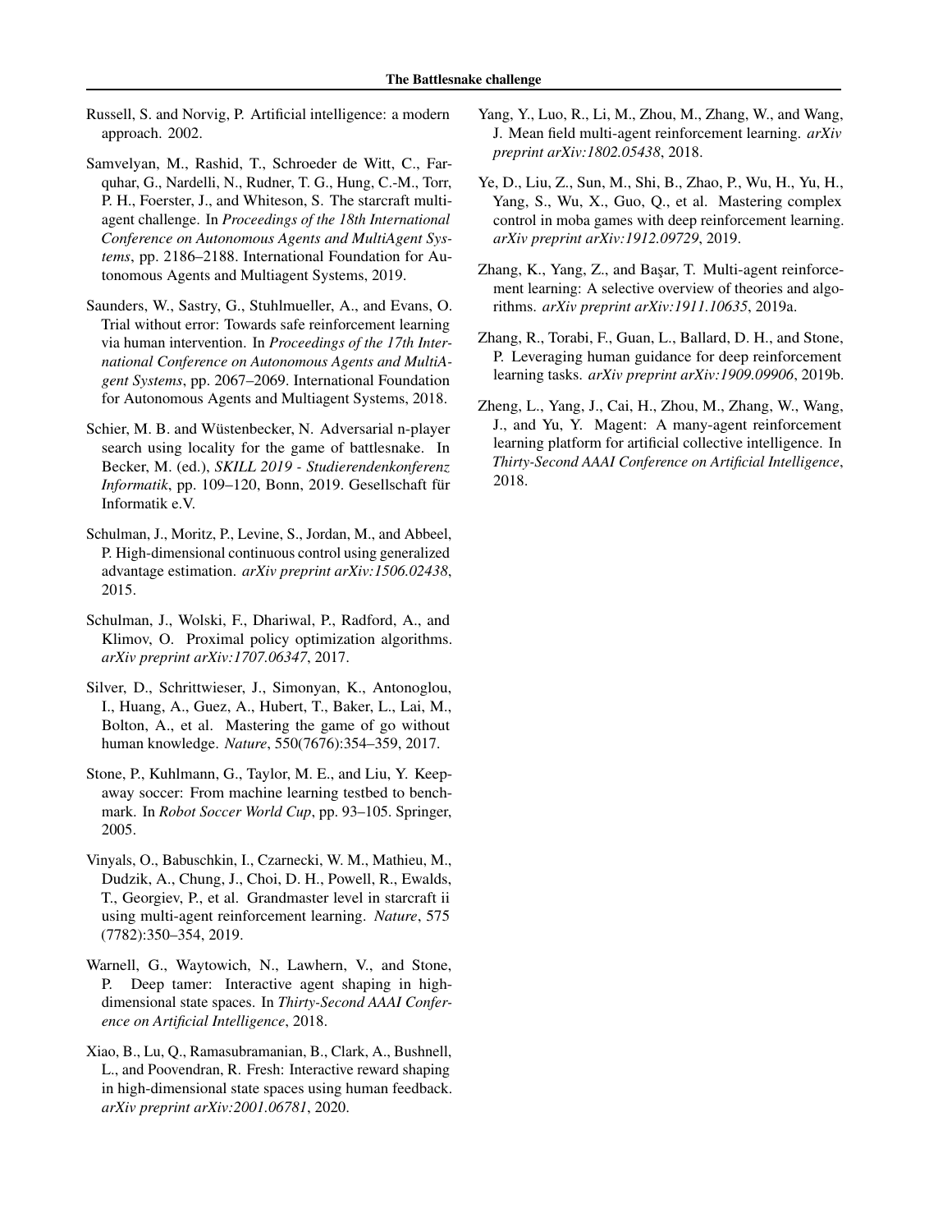Russell, S. and Norvig, P. Artificial intelligence: a modern approach. 2002.

Samvelyan, M., Rashid, T., Schroeder de Witt, C., Farquhar, G., Nardelli, N., Rudner, T. G., Hung, C.-M., Torr, P. H., Foerster, J., and Whiteson, S. The starcraft multi-agent challenge. In *Proceedings of the 18th International Conference on Autonomous Agents and MultiAgent Systems*, pp. 2186–2188. International Foundation for Autonomous Agents and Multiagent Systems, 2019.

Saunders, W., Sastry, G., Stuhlmueller, A., and Evans, O. Trial without error: Towards safe reinforcement learning via human intervention. In *Proceedings of the 17th International Conference on Autonomous Agents and MultiAgent Systems*, pp. 2067–2069. International Foundation for Autonomous Agents and Multiagent Systems, 2018.

Schier, M. B. and Wüstenbecker, N. Adversarial n-player search using locality for the game of battlesnake. In Becker, M. (ed.), *SKILL 2019 - Studierendenkonferenz Informatik*, pp. 109–120, Bonn, 2019. Gesellschaft für Informatik e.V.

Schulman, J., Moritz, P., Levine, S., Jordan, M., and Abbeel, P. High-dimensional continuous control using generalized advantage estimation. *arXiv preprint arXiv:1506.02438*, 2015.

Schulman, J., Wolski, F., Dhariwal, P., Radford, A., and Klimov, O. Proximal policy optimization algorithms. *arXiv preprint arXiv:1707.06347*, 2017.

Silver, D., Schrittwieser, J., Simonyan, K., Antonoglou, I., Huang, A., Guez, A., Hubert, T., Baker, L., Lai, M., Bolton, A., et al. Mastering the game of go without human knowledge. *Nature*, 550(7676):354–359, 2017.

Stone, P., Kuhlmann, G., Taylor, M. E., and Liu, Y. Keepaway soccer: From machine learning testbed to benchmark. In *Robot Soccer World Cup*, pp. 93–105. Springer, 2005.

Vinyals, O., Babuschkin, I., Czarnecki, W. M., Mathieu, M., Dudzik, A., Chung, J., Choi, D. H., Powell, R., Ewalds, T., Georgiev, P., et al. Grandmaster level in starcraft ii using multi-agent reinforcement learning. *Nature*, 575 (7782):350–354, 2019.

Warnell, G., Waytowich, N., Lawhern, V., and Stone, P. Deep tamer: Interactive agent shaping in high-dimensional state spaces. In *Thirty-Second AAAI Conference on Artificial Intelligence*, 2018.

Xiao, B., Lu, Q., Ramasubramanian, B., Clark, A., Bushnell, L., and Poovendran, R. Fresh: Interactive reward shaping in high-dimensional state spaces using human feedback. *arXiv preprint arXiv:2001.06781*, 2020.

Yang, Y., Luo, R., Li, M., Zhou, M., Zhang, W., and Wang, J. Mean field multi-agent reinforcement learning. *arXiv preprint arXiv:1802.05438*, 2018.

Ye, D., Liu, Z., Sun, M., Shi, B., Zhao, P., Wu, H., Yu, H., Yang, S., Wu, X., Guo, Q., et al. Mastering complex control in moba games with deep reinforcement learning. *arXiv preprint arXiv:1912.09729*, 2019.

Zhang, K., Yang, Z., and Başar, T. Multi-agent reinforcement learning: A selective overview of theories and algorithms. *arXiv preprint arXiv:1911.10635*, 2019a.

Zhang, R., Torabi, F., Guan, L., Ballard, D. H., and Stone, P. Leveraging human guidance for deep reinforcement learning tasks. *arXiv preprint arXiv:1909.09906*, 2019b.

Zheng, L., Yang, J., Cai, H., Zhou, M., Zhang, W., Wang, J., and Yu, Y. Magent: A many-agent reinforcement learning platform for artificial collective intelligence. In *Thirty-Second AAAI Conference on Artificial Intelligence*, 2018.